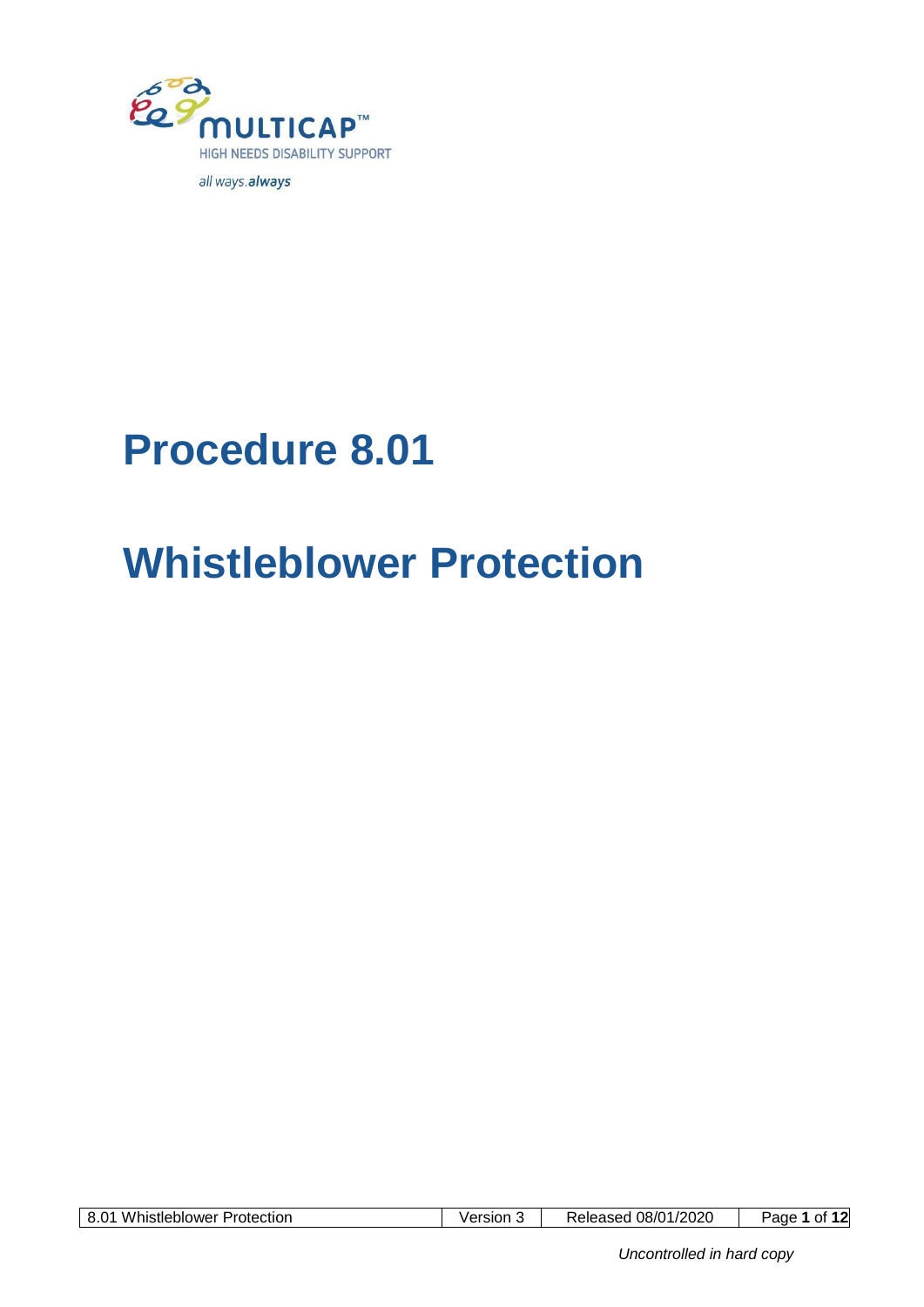MULTICAP™

HIGH NEEDS DISABILITY SUPPORT

all ways.**always**

# Procedure 8.01

# Whistleblower Protection

*Uncontrolled in hard copy*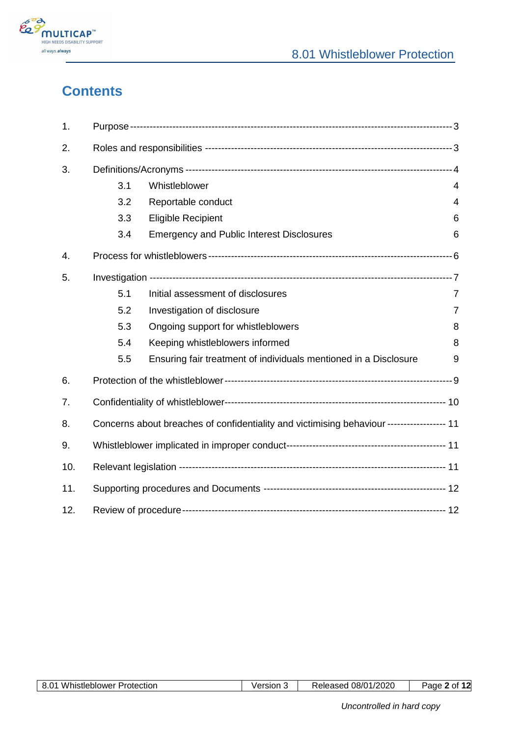# Contents

| | | |
|---|---|---|
| 1. | Purpose | 3 |
| 2. | Roles and responsibilities | 3 |
| 3. | Definitions/Acronyms | 4 |
| | 3.1 Whistleblower | 4 |
| | 3.2 Reportable conduct | 4 |
| | 3.3 Eligible Recipient | 6 |
| | 3.4 Emergency and Public Interest Disclosures | 6 |
| 4. | Process for whistleblowers | 6 |
| 5. | Investigation | 7 |
| | 5.1 Initial assessment of disclosures | 7 |
| | 5.2 Investigation of disclosure | 7 |
| | 5.3 Ongoing support for whistleblowers | 8 |
| | 5.4 Keeping whistleblowers informed | 8 |
| | 5.5 Ensuring fair treatment of individuals mentioned in a Disclosure | 9 |
| 6. | Protection of the whistleblower | 9 |
| 7. | Confidentiality of whistleblower | 10 |
| 8. | Concerns about breaches of confidentiality and victimising behaviour | 11 |
| 9. | Whistleblower implicated in improper conduct | 11 |
| 10. | Relevant legislation | 11 |
| 11. | Supporting procedures and Documents | 12 |
| 12. | Review of procedure | 12 |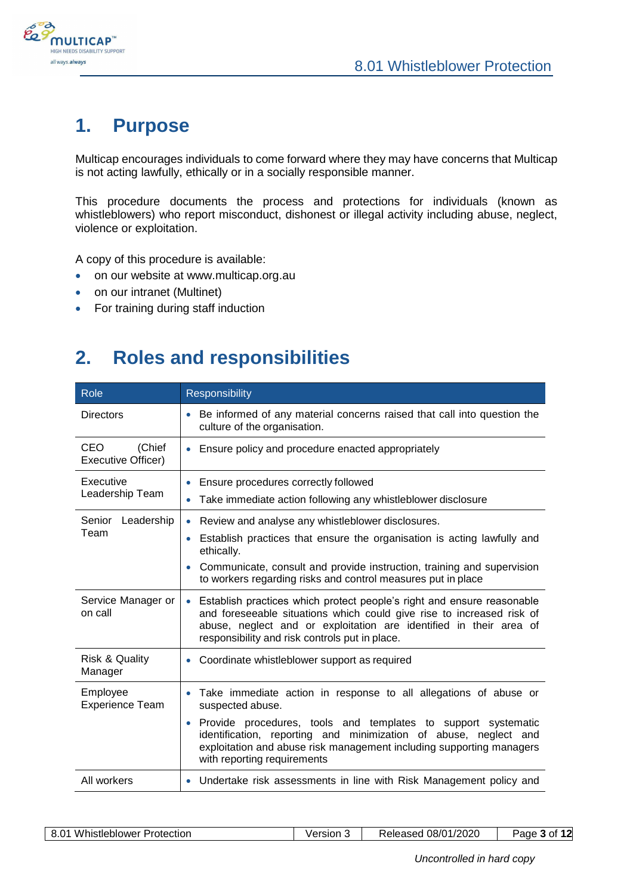# 1. Purpose

Multicap encourages individuals to come forward where they may have concerns that Multicap is not acting lawfully, ethically or in a socially responsible manner.

This procedure documents the process and protections for individuals (known as whistleblowers) who report misconduct, dishonest or illegal activity including abuse, neglect, violence or exploitation.

A copy of this procedure is available:

- on our website at www.multicap.org.au
- on our intranet (Multinet)
- For training during staff induction

# 2. Roles and responsibilities

| Role | Responsibility |
|---|---|
| Directors | • Be informed of any material concerns raised that call into question the culture of the organisation. |
| CEO (Chief Executive Officer) | • Ensure policy and procedure enacted appropriately |
| Executive Leadership Team | • Ensure procedures correctly followed<br>• Take immediate action following any whistleblower disclosure |
| Senior Leadership Team | • Review and analyse any whistleblower disclosures.<br>• Establish practices that ensure the organisation is acting lawfully and ethically.<br>• Communicate, consult and provide instruction, training and supervision to workers regarding risks and control measures put in place |
| Service Manager or on call | • Establish practices which protect people's right and ensure reasonable and foreseeable situations which could give rise to increased risk of abuse, neglect and or exploitation are identified in their area of responsibility and risk controls put in place. |
| Risk & Quality Manager | • Coordinate whistleblower support as required |
| Employee Experience Team | • Take immediate action in response to all allegations of abuse or suspected abuse.<br>• Provide procedures, tools and templates to support systematic identification, reporting and minimization of abuse, neglect and exploitation and abuse risk management including supporting managers with reporting requirements |
| All workers | • Undertake risk assessments in line with Risk Management policy and |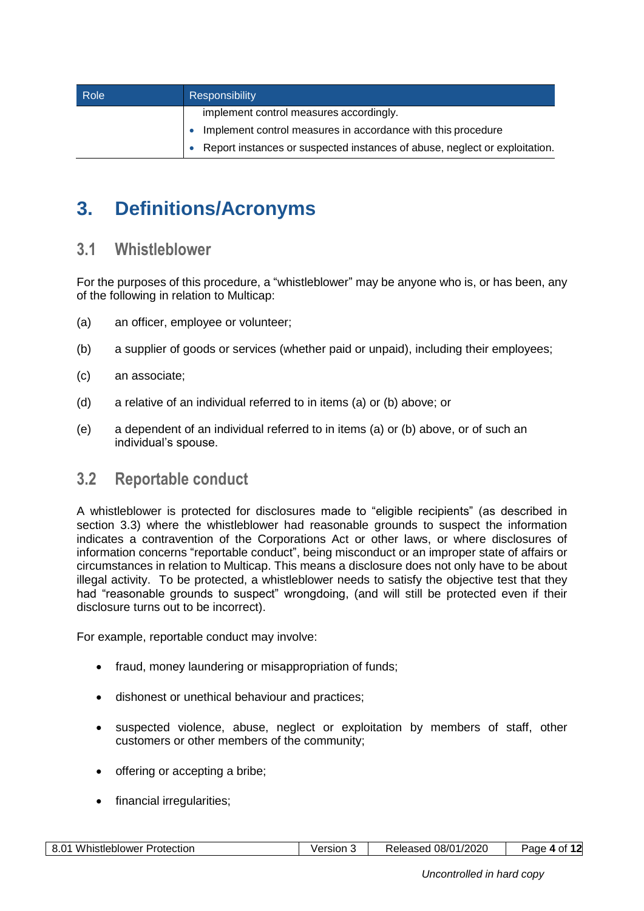| Role | Responsibility |
|---|---|
| | implement control measures accordingly.<br>• Implement control measures in accordance with this procedure<br>• Report instances or suspected instances of abuse, neglect or exploitation. |

# 3. Definitions/Acronyms

## 3.1 Whistleblower

For the purposes of this procedure, a "whistleblower" may be anyone who is, or has been, any of the following in relation to Multicap:

(a) an officer, employee or volunteer;

(b) a supplier of goods or services (whether paid or unpaid), including their employees;

(c) an associate;

(d) a relative of an individual referred to in items (a) or (b) above; or

(e) a dependent of an individual referred to in items (a) or (b) above, or of such an individual's spouse.

## 3.2 Reportable conduct

A whistleblower is protected for disclosures made to "eligible recipients" (as described in section 3.3) where the whistleblower had reasonable grounds to suspect the information indicates a contravention of the Corporations Act or other laws, or where disclosures of information concerns "reportable conduct", being misconduct or an improper state of affairs or circumstances in relation to Multicap. This means a disclosure does not only have to be about illegal activity. To be protected, a whistleblower needs to satisfy the objective test that they had "reasonable grounds to suspect" wrongdoing, (and will still be protected even if their disclosure turns out to be incorrect).

For example, reportable conduct may involve:

- fraud, money laundering or misappropriation of funds;
- dishonest or unethical behaviour and practices;
- suspected violence, abuse, neglect or exploitation by members of staff, other customers or other members of the community;
- offering or accepting a bribe;
- financial irregularities;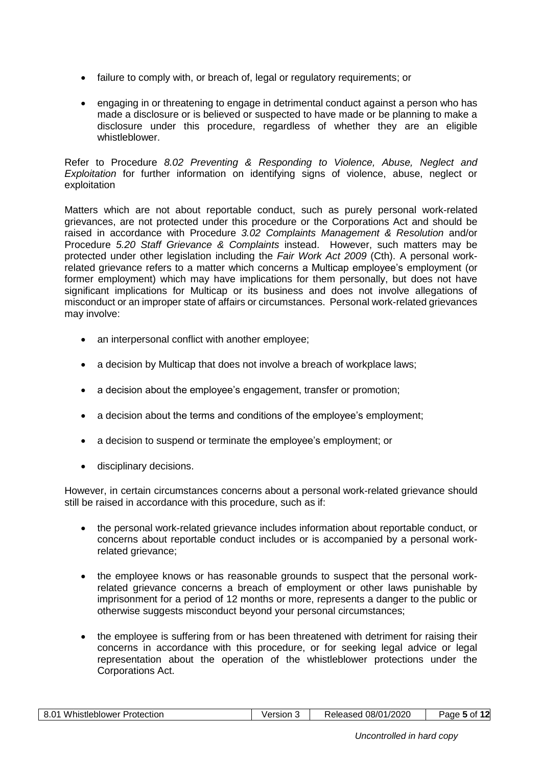- failure to comply with, or breach of, legal or regulatory requirements; or
- engaging in or threatening to engage in detrimental conduct against a person who has made a disclosure or is believed or suspected to have made or be planning to make a disclosure under this procedure, regardless of whether they are an eligible whistleblower.

Refer to Procedure *8.02 Preventing & Responding to Violence, Abuse, Neglect and Exploitation* for further information on identifying signs of violence, abuse, neglect or exploitation

Matters which are not about reportable conduct, such as purely personal work-related grievances, are not protected under this procedure or the Corporations Act and should be raised in accordance with Procedure *3.02 Complaints Management & Resolution* and/or Procedure *5.20 Staff Grievance & Complaints* instead. However, such matters may be protected under other legislation including the *Fair Work Act 2009* (Cth). A personal work-related grievance refers to a matter which concerns a Multicap employee's employment (or former employment) which may have implications for them personally, but does not have significant implications for Multicap or its business and does not involve allegations of misconduct or an improper state of affairs or circumstances. Personal work-related grievances may involve:

- an interpersonal conflict with another employee;
- a decision by Multicap that does not involve a breach of workplace laws;
- a decision about the employee's engagement, transfer or promotion;
- a decision about the terms and conditions of the employee's employment;
- a decision to suspend or terminate the employee's employment; or
- disciplinary decisions.

However, in certain circumstances concerns about a personal work-related grievance should still be raised in accordance with this procedure, such as if:

- the personal work-related grievance includes information about reportable conduct, or concerns about reportable conduct includes or is accompanied by a personal work-related grievance;
- the employee knows or has reasonable grounds to suspect that the personal work-related grievance concerns a breach of employment or other laws punishable by imprisonment for a period of 12 months or more, represents a danger to the public or otherwise suggests misconduct beyond your personal circumstances;
- the employee is suffering from or has been threatened with detriment for raising their concerns in accordance with this procedure, or for seeking legal advice or legal representation about the operation of the whistleblower protections under the Corporations Act.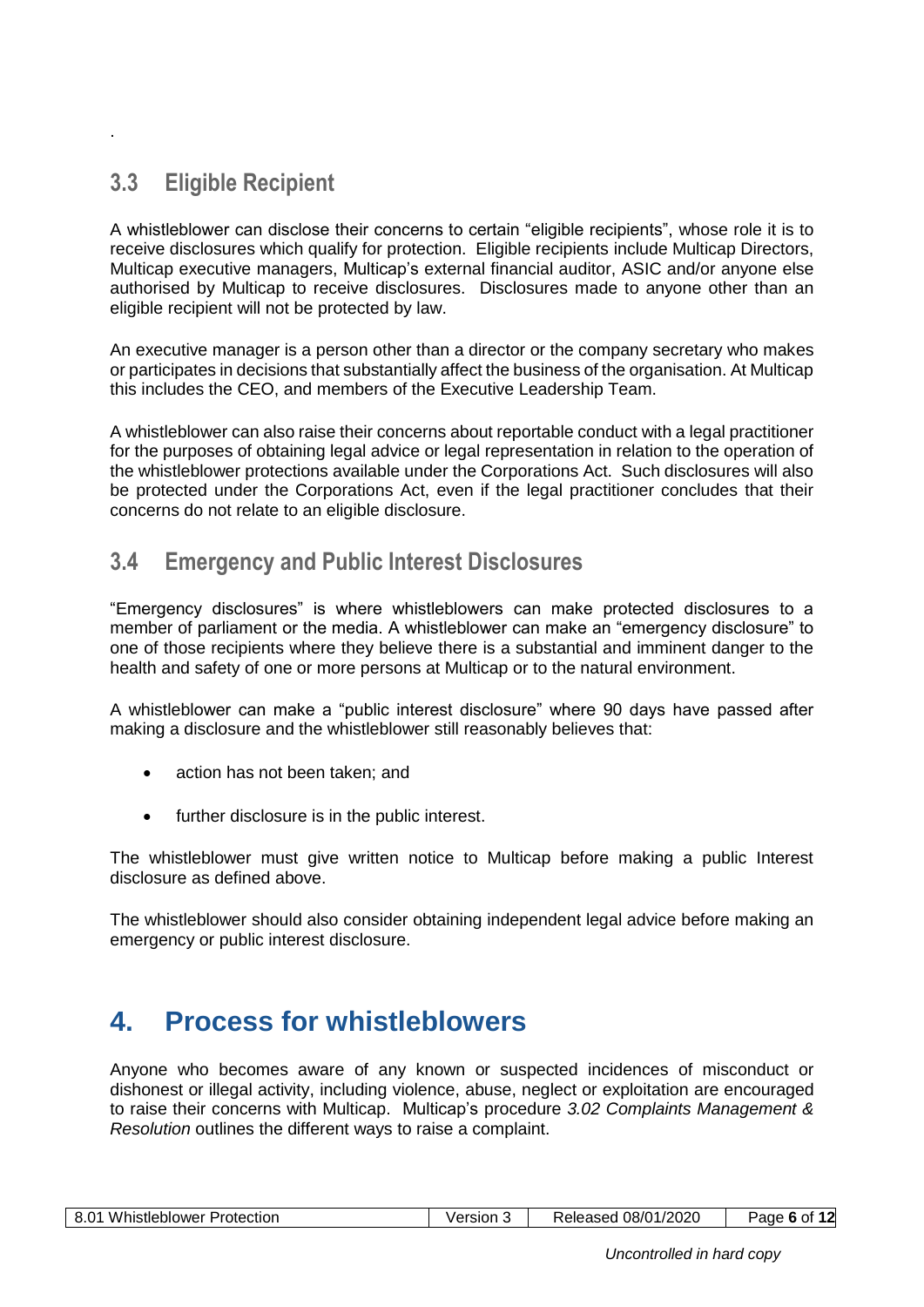.

### 3.3 Eligible Recipient

A whistleblower can disclose their concerns to certain "eligible recipients", whose role it is to receive disclosures which qualify for protection. Eligible recipients include Multicap Directors, Multicap executive managers, Multicap's external financial auditor, ASIC and/or anyone else authorised by Multicap to receive disclosures. Disclosures made to anyone other than an eligible recipient will not be protected by law.

An executive manager is a person other than a director or the company secretary who makes or participates in decisions that substantially affect the business of the organisation. At Multicap this includes the CEO, and members of the Executive Leadership Team.

A whistleblower can also raise their concerns about reportable conduct with a legal practitioner for the purposes of obtaining legal advice or legal representation in relation to the operation of the whistleblower protections available under the Corporations Act. Such disclosures will also be protected under the Corporations Act, even if the legal practitioner concludes that their concerns do not relate to an eligible disclosure.

### 3.4 Emergency and Public Interest Disclosures

"Emergency disclosures" is where whistleblowers can make protected disclosures to a member of parliament or the media. A whistleblower can make an "emergency disclosure" to one of those recipients where they believe there is a substantial and imminent danger to the health and safety of one or more persons at Multicap or to the natural environment.

A whistleblower can make a "public interest disclosure" where 90 days have passed after making a disclosure and the whistleblower still reasonably believes that:

- action has not been taken; and
- further disclosure is in the public interest.

The whistleblower must give written notice to Multicap before making a public Interest disclosure as defined above.

The whistleblower should also consider obtaining independent legal advice before making an emergency or public interest disclosure.

## 4. Process for whistleblowers

Anyone who becomes aware of any known or suspected incidences of misconduct or dishonest or illegal activity, including violence, abuse, neglect or exploitation are encouraged to raise their concerns with Multicap. Multicap's procedure *3.02 Complaints Management & Resolution* outlines the different ways to raise a complaint.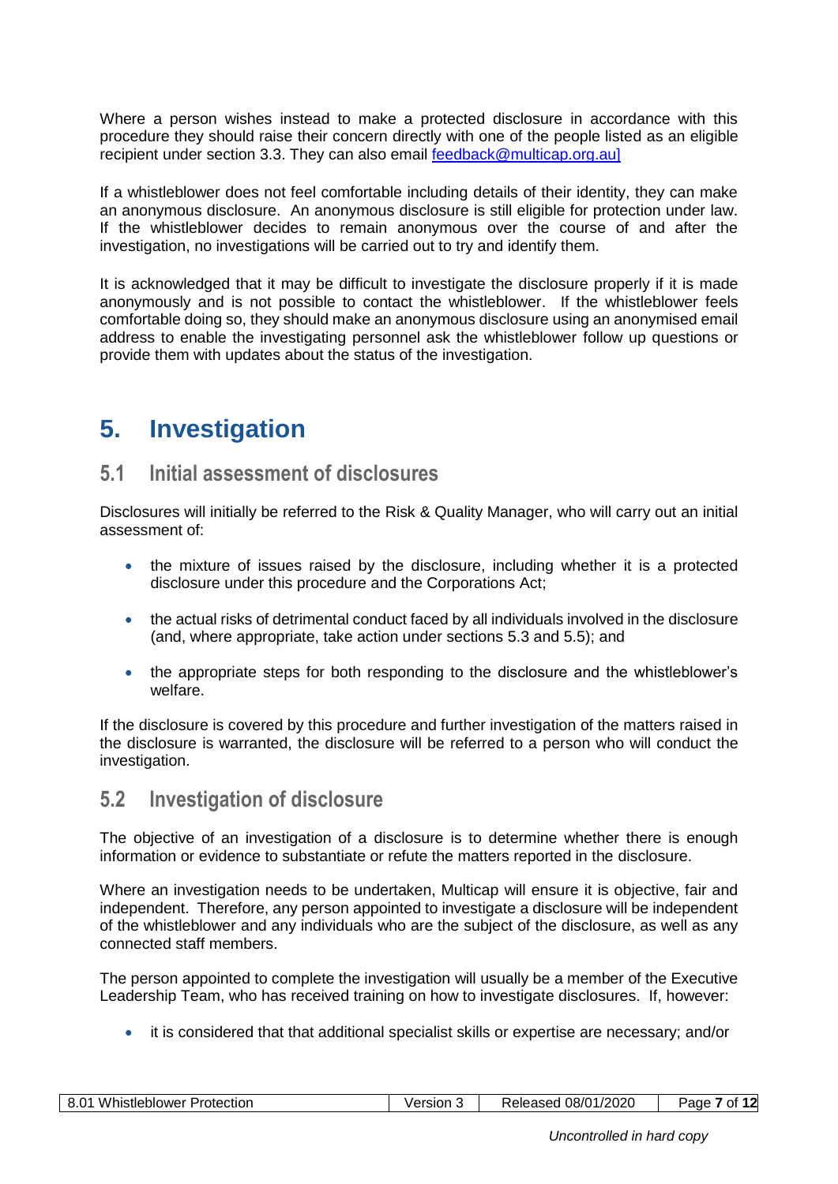Where a person wishes instead to make a protected disclosure in accordance with this procedure they should raise their concern directly with one of the people listed as an eligible recipient under section 3.3. They can also email feedback@multicap.org.au]

If a whistleblower does not feel comfortable including details of their identity, they can make an anonymous disclosure. An anonymous disclosure is still eligible for protection under law. If the whistleblower decides to remain anonymous over the course of and after the investigation, no investigations will be carried out to try and identify them.

It is acknowledged that it may be difficult to investigate the disclosure properly if it is made anonymously and is not possible to contact the whistleblower. If the whistleblower feels comfortable doing so, they should make an anonymous disclosure using an anonymised email address to enable the investigating personnel ask the whistleblower follow up questions or provide them with updates about the status of the investigation.

# 5. Investigation

## 5.1 Initial assessment of disclosures

Disclosures will initially be referred to the Risk & Quality Manager, who will carry out an initial assessment of:

- the mixture of issues raised by the disclosure, including whether it is a protected disclosure under this procedure and the Corporations Act;
- the actual risks of detrimental conduct faced by all individuals involved in the disclosure (and, where appropriate, take action under sections 5.3 and 5.5); and
- the appropriate steps for both responding to the disclosure and the whistleblower's welfare.

If the disclosure is covered by this procedure and further investigation of the matters raised in the disclosure is warranted, the disclosure will be referred to a person who will conduct the investigation.

## 5.2 Investigation of disclosure

The objective of an investigation of a disclosure is to determine whether there is enough information or evidence to substantiate or refute the matters reported in the disclosure.

Where an investigation needs to be undertaken, Multicap will ensure it is objective, fair and independent. Therefore, any person appointed to investigate a disclosure will be independent of the whistleblower and any individuals who are the subject of the disclosure, as well as any connected staff members.

The person appointed to complete the investigation will usually be a member of the Executive Leadership Team, who has received training on how to investigate disclosures. If, however:

- it is considered that that additional specialist skills or expertise are necessary; and/or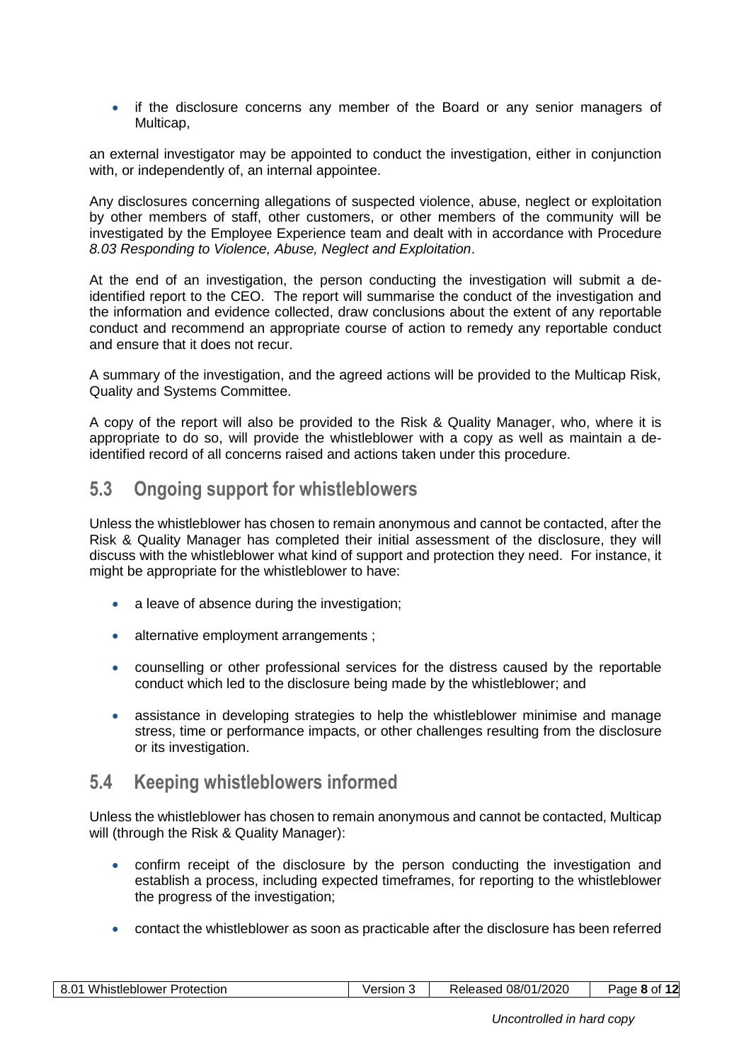- if the disclosure concerns any member of the Board or any senior managers of Multicap,

an external investigator may be appointed to conduct the investigation, either in conjunction with, or independently of, an internal appointee.

Any disclosures concerning allegations of suspected violence, abuse, neglect or exploitation by other members of staff, other customers, or other members of the community will be investigated by the Employee Experience team and dealt with in accordance with Procedure *8.03 Responding to Violence, Abuse, Neglect and Exploitation*.

At the end of an investigation, the person conducting the investigation will submit a de-identified report to the CEO. The report will summarise the conduct of the investigation and the information and evidence collected, draw conclusions about the extent of any reportable conduct and recommend an appropriate course of action to remedy any reportable conduct and ensure that it does not recur.

A summary of the investigation, and the agreed actions will be provided to the Multicap Risk, Quality and Systems Committee.

A copy of the report will also be provided to the Risk & Quality Manager, who, where it is appropriate to do so, will provide the whistleblower with a copy as well as maintain a de-identified record of all concerns raised and actions taken under this procedure.

## 5.3 Ongoing support for whistleblowers

Unless the whistleblower has chosen to remain anonymous and cannot be contacted, after the Risk & Quality Manager has completed their initial assessment of the disclosure, they will discuss with the whistleblower what kind of support and protection they need. For instance, it might be appropriate for the whistleblower to have:

- a leave of absence during the investigation;
- alternative employment arrangements ;
- counselling or other professional services for the distress caused by the reportable conduct which led to the disclosure being made by the whistleblower; and
- assistance in developing strategies to help the whistleblower minimise and manage stress, time or performance impacts, or other challenges resulting from the disclosure or its investigation.

## 5.4 Keeping whistleblowers informed

Unless the whistleblower has chosen to remain anonymous and cannot be contacted, Multicap will (through the Risk & Quality Manager):

- confirm receipt of the disclosure by the person conducting the investigation and establish a process, including expected timeframes, for reporting to the whistleblower the progress of the investigation;
- contact the whistleblower as soon as practicable after the disclosure has been referred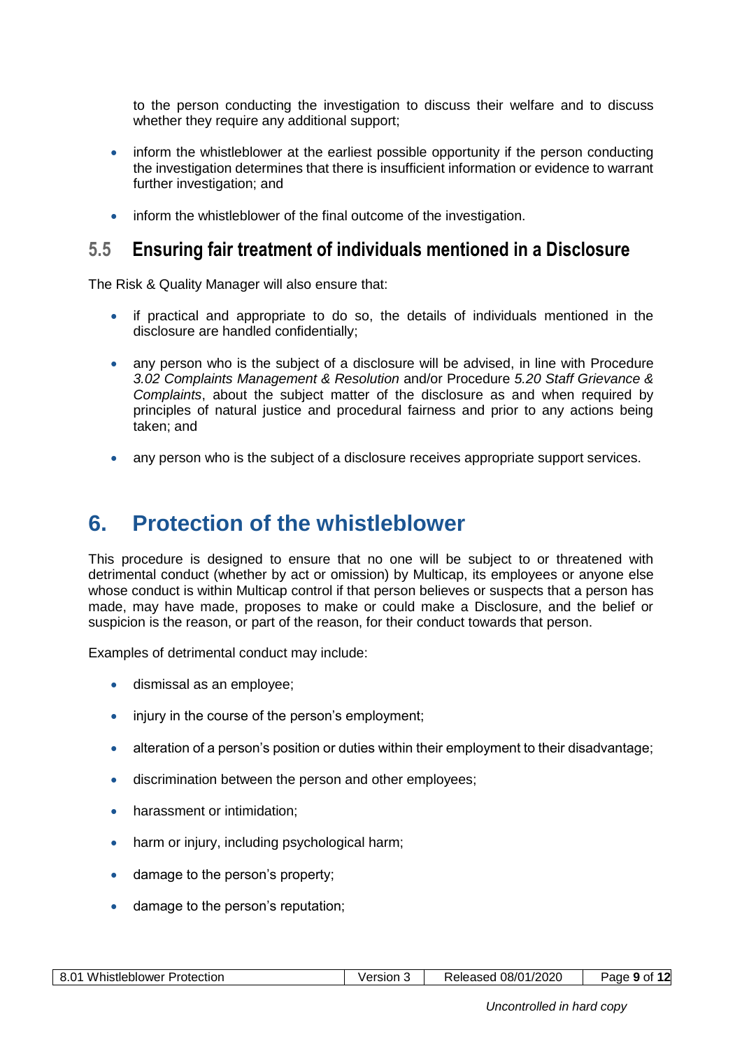to the person conducting the investigation to discuss their welfare and to discuss whether they require any additional support;

- inform the whistleblower at the earliest possible opportunity if the person conducting the investigation determines that there is insufficient information or evidence to warrant further investigation; and
- inform the whistleblower of the final outcome of the investigation.

## 5.5 Ensuring fair treatment of individuals mentioned in a Disclosure

The Risk & Quality Manager will also ensure that:

- if practical and appropriate to do so, the details of individuals mentioned in the disclosure are handled confidentially;
- any person who is the subject of a disclosure will be advised, in line with Procedure *3.02 Complaints Management & Resolution* and/or Procedure *5.20 Staff Grievance & Complaints*, about the subject matter of the disclosure as and when required by principles of natural justice and procedural fairness and prior to any actions being taken; and
- any person who is the subject of a disclosure receives appropriate support services.

# 6. Protection of the whistleblower

This procedure is designed to ensure that no one will be subject to or threatened with detrimental conduct (whether by act or omission) by Multicap, its employees or anyone else whose conduct is within Multicap control if that person believes or suspects that a person has made, may have made, proposes to make or could make a Disclosure, and the belief or suspicion is the reason, or part of the reason, for their conduct towards that person.

Examples of detrimental conduct may include:

- dismissal as an employee;
- injury in the course of the person's employment;
- alteration of a person's position or duties within their employment to their disadvantage;
- discrimination between the person and other employees;
- harassment or intimidation;
- harm or injury, including psychological harm;
- damage to the person's property;
- damage to the person's reputation;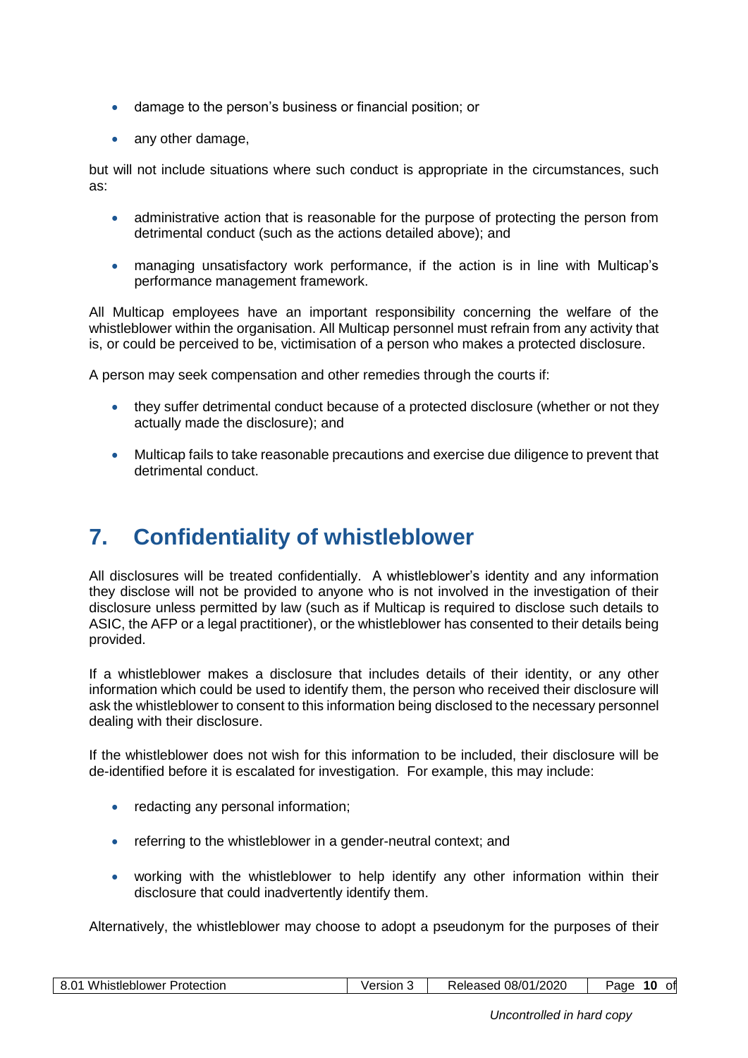- damage to the person's business or financial position; or
- any other damage,

but will not include situations where such conduct is appropriate in the circumstances, such as:

- administrative action that is reasonable for the purpose of protecting the person from detrimental conduct (such as the actions detailed above); and
- managing unsatisfactory work performance, if the action is in line with Multicap's performance management framework.

All Multicap employees have an important responsibility concerning the welfare of the whistleblower within the organisation. All Multicap personnel must refrain from any activity that is, or could be perceived to be, victimisation of a person who makes a protected disclosure.

A person may seek compensation and other remedies through the courts if:

- they suffer detrimental conduct because of a protected disclosure (whether or not they actually made the disclosure); and
- Multicap fails to take reasonable precautions and exercise due diligence to prevent that detrimental conduct.

# 7. Confidentiality of whistleblower

All disclosures will be treated confidentially. A whistleblower's identity and any information they disclose will not be provided to anyone who is not involved in the investigation of their disclosure unless permitted by law (such as if Multicap is required to disclose such details to ASIC, the AFP or a legal practitioner), or the whistleblower has consented to their details being provided.

If a whistleblower makes a disclosure that includes details of their identity, or any other information which could be used to identify them, the person who received their disclosure will ask the whistleblower to consent to this information being disclosed to the necessary personnel dealing with their disclosure.

If the whistleblower does not wish for this information to be included, their disclosure will be de-identified before it is escalated for investigation. For example, this may include:

- redacting any personal information;
- referring to the whistleblower in a gender-neutral context; and
- working with the whistleblower to help identify any other information within their disclosure that could inadvertently identify them.

Alternatively, the whistleblower may choose to adopt a pseudonym for the purposes of their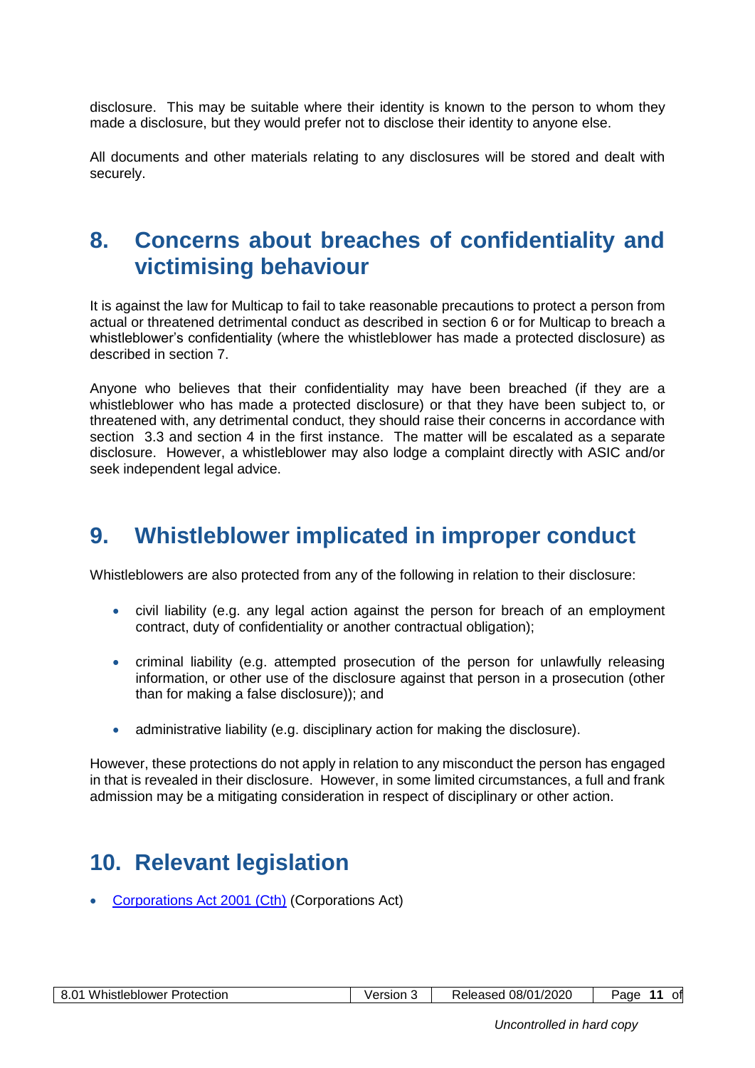disclosure. This may be suitable where their identity is known to the person to whom they made a disclosure, but they would prefer not to disclose their identity to anyone else.

All documents and other materials relating to any disclosures will be stored and dealt with securely.

# 8. Concerns about breaches of confidentiality and victimising behaviour

It is against the law for Multicap to fail to take reasonable precautions to protect a person from actual or threatened detrimental conduct as described in section 6 or for Multicap to breach a whistleblower's confidentiality (where the whistleblower has made a protected disclosure) as described in section 7.

Anyone who believes that their confidentiality may have been breached (if they are a whistleblower who has made a protected disclosure) or that they have been subject to, or threatened with, any detrimental conduct, they should raise their concerns in accordance with section 3.3 and section 4 in the first instance. The matter will be escalated as a separate disclosure. However, a whistleblower may also lodge a complaint directly with ASIC and/or seek independent legal advice.

# 9. Whistleblower implicated in improper conduct

Whistleblowers are also protected from any of the following in relation to their disclosure:

- civil liability (e.g. any legal action against the person for breach of an employment contract, duty of confidentiality or another contractual obligation);
- criminal liability (e.g. attempted prosecution of the person for unlawfully releasing information, or other use of the disclosure against that person in a prosecution (other than for making a false disclosure)); and
- administrative liability (e.g. disciplinary action for making the disclosure).

However, these protections do not apply in relation to any misconduct the person has engaged in that is revealed in their disclosure. However, in some limited circumstances, a full and frank admission may be a mitigating consideration in respect of disciplinary or other action.

# 10. Relevant legislation

- Corporations Act 2001 (Cth) (Corporations Act)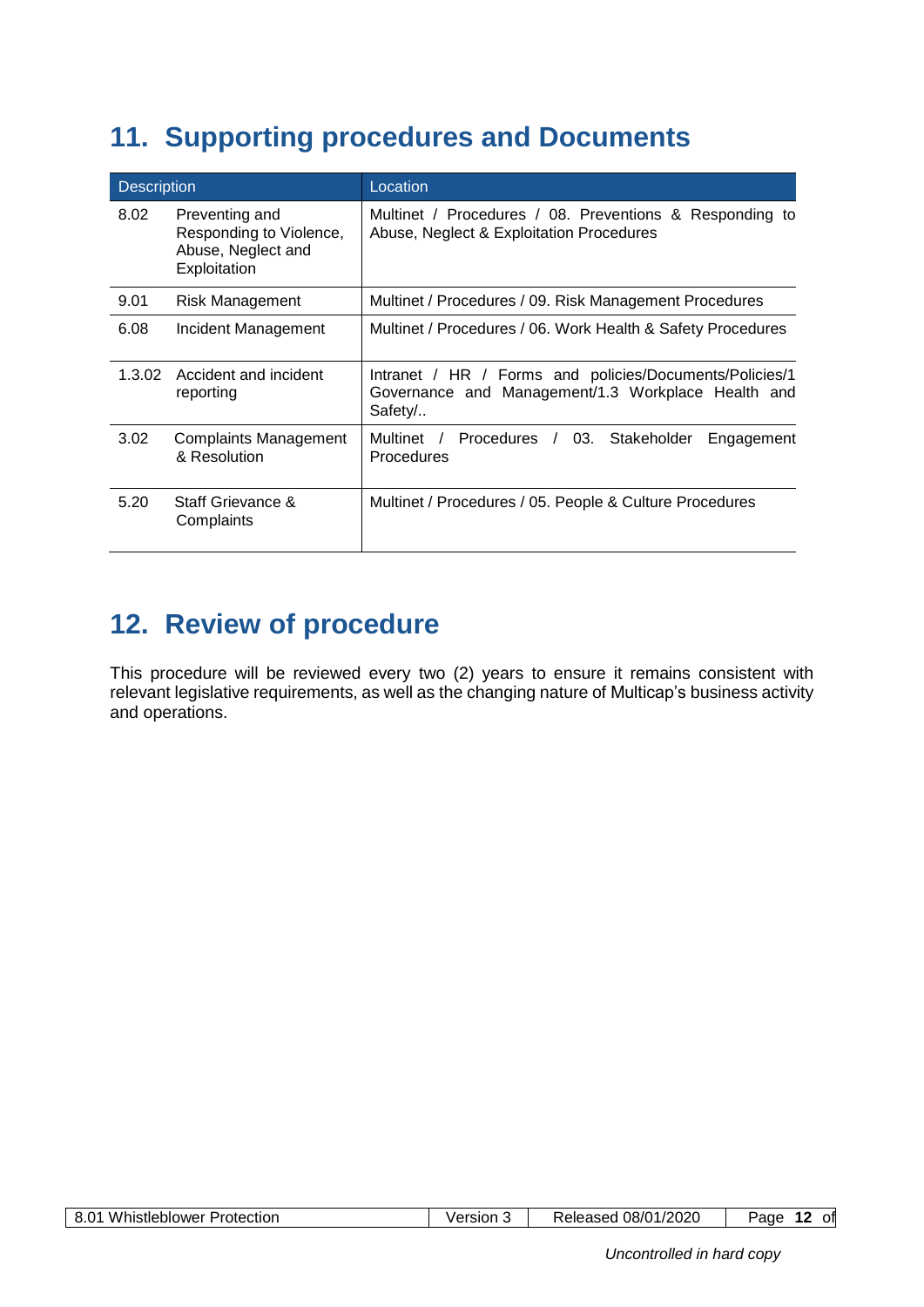## 11. Supporting procedures and Documents

| Description | | Location |
|---|---|---|
| 8.02 | Preventing and Responding to Violence, Abuse, Neglect and Exploitation | Multinet / Procedures / 08. Preventions & Responding to Abuse, Neglect & Exploitation Procedures |
| 9.01 | Risk Management | Multinet / Procedures / 09. Risk Management Procedures |
| 6.08 | Incident Management | Multinet / Procedures / 06. Work Health & Safety Procedures |
| 1.3.02 | Accident and incident reporting | Intranet / HR / Forms and policies/Documents/Policies/1 Governance and Management/1.3 Workplace Health and Safety/.. |
| 3.02 | Complaints Management & Resolution | Multinet / Procedures / 03. Stakeholder Engagement Procedures |
| 5.20 | Staff Grievance & Complaints | Multinet / Procedures / 05. People & Culture Procedures |

## 12. Review of procedure

This procedure will be reviewed every two (2) years to ensure it remains consistent with relevant legislative requirements, as well as the changing nature of Multicap's business activity and operations.